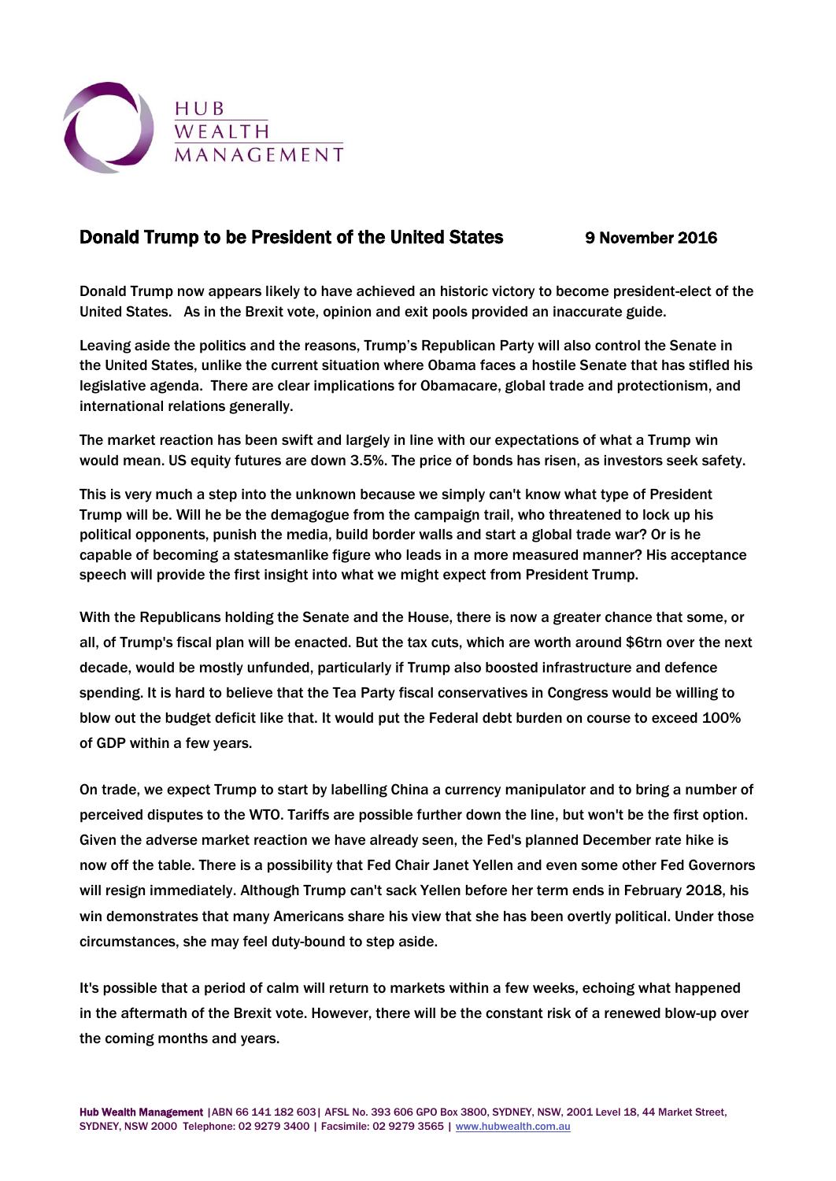HUB WEALTH MANAGEMENT

## Donald Trump to be President of the United States

**9 November 2016**

Donald Trump now appears likely to have achieved an historic victory to become president-elect of the United States. As in the Brexit vote, opinion and exit pools provided an inaccurate guide.

Leaving aside the politics and the reasons, Trump's Republican Party will also control the Senate in the United States, unlike the current situation where Obama faces a hostile Senate that has stifled his legislative agenda. There are clear implications for Obamacare, global trade and protectionism, and international relations generally.

The market reaction has been swift and largely in line with our expectations of what a Trump win would mean. US equity futures are down 3.5%. The price of bonds has risen, as investors seek safety.

This is very much a step into the unknown because we simply can't know what type of President Trump will be. Will he be the demagogue from the campaign trail, who threatened to lock up his political opponents, punish the media, build border walls and start a global trade war? Or is he capable of becoming a statesmanlike figure who leads in a more measured manner? His acceptance speech will provide the first insight into what we might expect from President Trump.

With the Republicans holding the Senate and the House, there is now a greater chance that some, or all, of Trump's fiscal plan will be enacted. But the tax cuts, which are worth around $6trn over the next decade, would be mostly unfunded, particularly if Trump also boosted infrastructure and defence spending. It is hard to believe that the Tea Party fiscal conservatives in Congress would be willing to blow out the budget deficit like that. It would put the Federal debt burden on course to exceed 100% of GDP within a few years.

On trade, we expect Trump to start by labelling China a currency manipulator and to bring a number of perceived disputes to the WTO. Tariffs are possible further down the line, but won't be the first option. Given the adverse market reaction we have already seen, the Fed's planned December rate hike is now off the table. There is a possibility that Fed Chair Janet Yellen and even some other Fed Governors will resign immediately. Although Trump can't sack Yellen before her term ends in February 2018, his win demonstrates that many Americans share his view that she has been overtly political. Under those circumstances, she may feel duty-bound to step aside.

It's possible that a period of calm will return to markets within a few weeks, echoing what happened in the aftermath of the Brexit vote. However, there will be the constant risk of a renewed blow-up over the coming months and years.

**Hub Wealth Management** |ABN 66 141 182 603| AFSL No. 393 606 GPO Box 3800, SYDNEY, NSW, 2001 Level 18, 44 Market Street, SYDNEY, NSW 2000 Telephone: 02 9279 3400 | Facsimile: 02 9279 3565 | www.hubwealth.com.au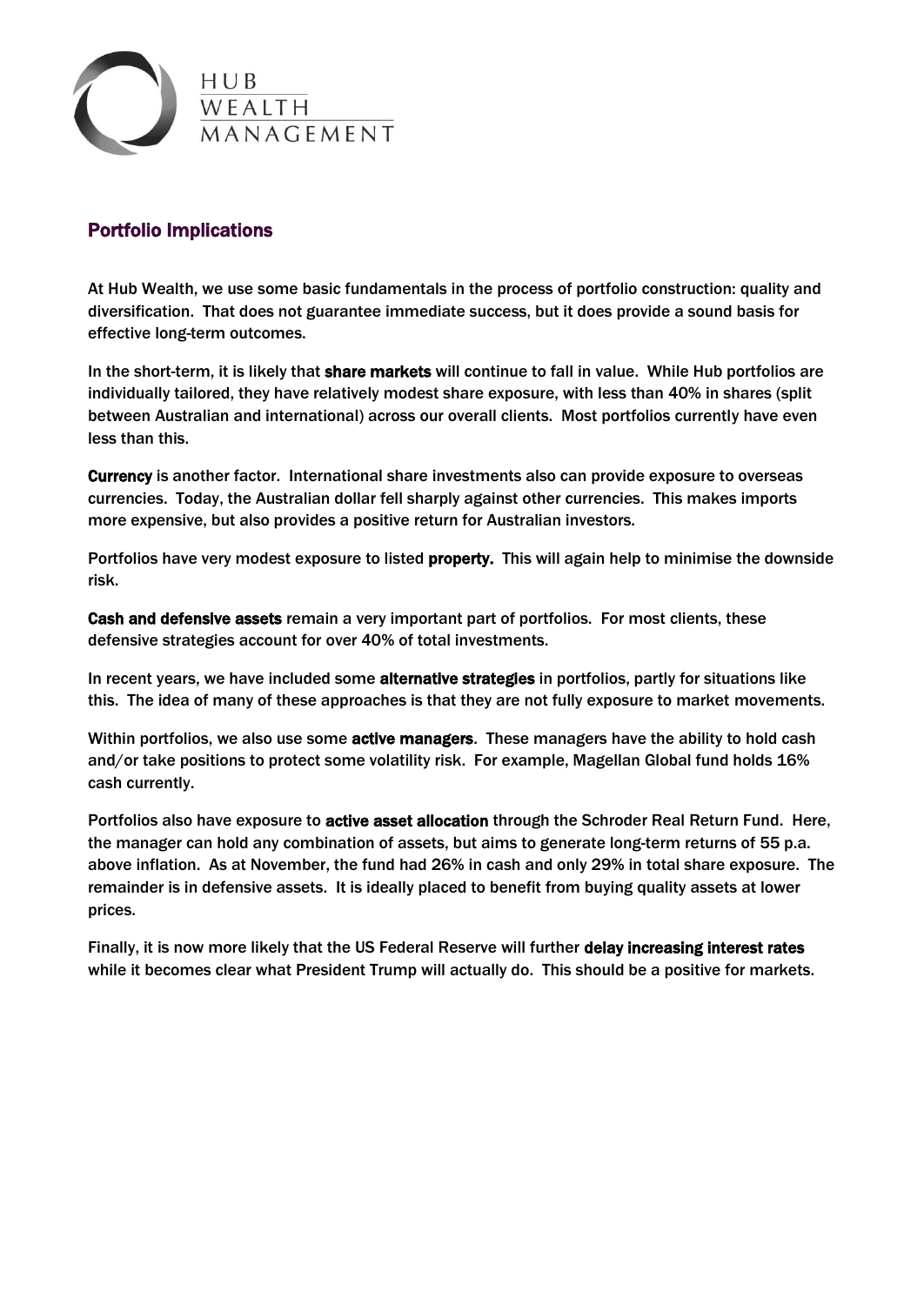## Portfolio Implications

At Hub Wealth, we use some basic fundamentals in the process of portfolio construction: quality and diversification. That does not guarantee immediate success, but it does provide a sound basis for effective long-term outcomes.

In the short-term, it is likely that **share markets** will continue to fall in value. While Hub portfolios are individually tailored, they have relatively modest share exposure, with less than 40% in shares (split between Australian and international) across our overall clients. Most portfolios currently have even less than this.

**Currency** is another factor. International share investments also can provide exposure to overseas currencies. Today, the Australian dollar fell sharply against other currencies. This makes imports more expensive, but also provides a positive return for Australian investors.

Portfolios have very modest exposure to listed **property.** This will again help to minimise the downside risk.

**Cash and defensive assets** remain a very important part of portfolios. For most clients, these defensive strategies account for over 40% of total investments.

In recent years, we have included some **alternative strategies** in portfolios, partly for situations like this. The idea of many of these approaches is that they are not fully exposure to market movements.

Within portfolios, we also use some **active managers**. These managers have the ability to hold cash and/or take positions to protect some volatility risk. For example, Magellan Global fund holds 16% cash currently.

Portfolios also have exposure to **active asset allocation** through the Schroder Real Return Fund. Here, the manager can hold any combination of assets, but aims to generate long-term returns of 55 p.a. above inflation. As at November, the fund had 26% in cash and only 29% in total share exposure. The remainder is in defensive assets. It is ideally placed to benefit from buying quality assets at lower prices.

Finally, it is now more likely that the US Federal Reserve will further **delay increasing interest rates** while it becomes clear what President Trump will actually do. This should be a positive for markets.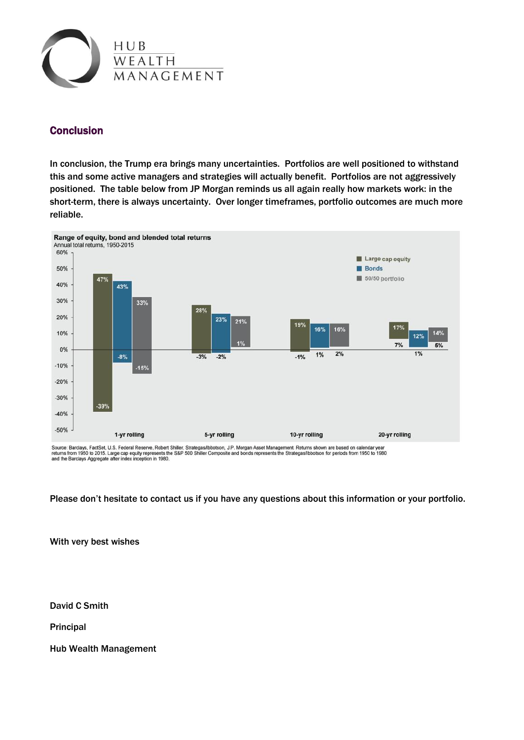## Conclusion

In conclusion, the Trump era brings many uncertainties. Portfolios are well positioned to withstand this and some active managers and strategies will actually benefit. Portfolios are not aggressively positioned. The table below from JP Morgan reminds us all again really how markets work: in the short-term, there is always uncertainty. Over longer timeframes, portfolio outcomes are much more reliable.

Range of equity, bond and blended total returns

Annual total returns, 1950-2015

60%
50%
40%
30%
20%
10%
0%
-10%
-20%
-30%
-40%
-50%

Large cap equity
Bonds
50/50 portfolio

1-yr rolling: 47%, 43%, 33%, -39%, -8%, -15%

5-yr rolling: 28%, 23%, 21%, 1%, -3%, -2%

10-yr rolling: 19%, 16%, 16%, -1%, 1%, 2%

20-yr rolling: 17%, 12%, 14%, 7%, 1%, 5%

Source: Barclays, FactSet, U.S. Federal Reserve, Robert Shiller, Strategas/Ibbotson, J.P. Morgan Asset Management. Returns shown are based on calendar year returns from 1950 to 2015. Large cap equity represents the S&P 500 Shiller Composite and bonds represents the Strategas/Ibbotson for periods from 1950 to 1980 and the Barclays Aggregate after index inception in 1980.

Please don't hesitate to contact us if you have any questions about this information or your portfolio.

With very best wishes

David C Smith

Principal

Hub Wealth Management